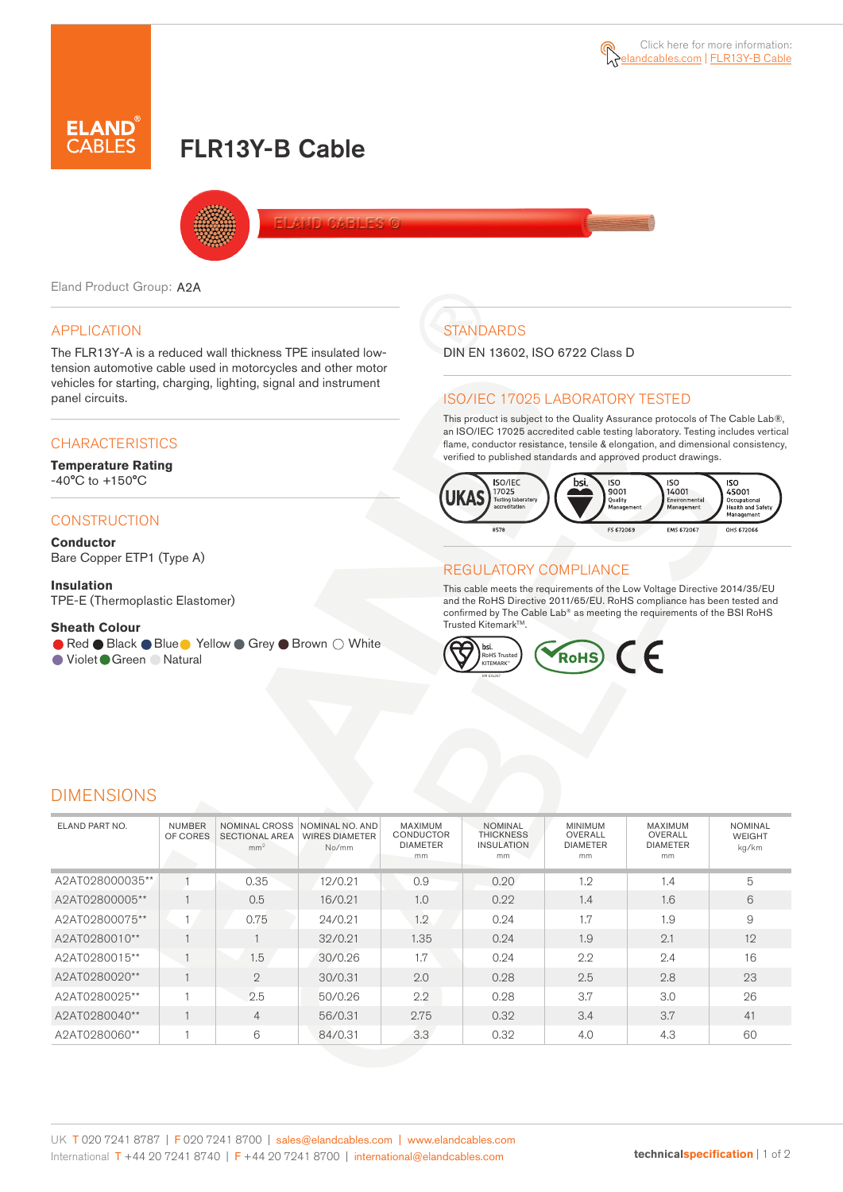Click here for more information: elandcables.com | FLR13Y-B Cable

# FLR13Y-B Cable

Eland Product Group: A2A

## APPLICATION

The FLR13Y-A is a reduced wall thickness TPE insulated low-tension automotive cable used in motorcycles and other motor vehicles for starting, charging, lighting, signal and instrument panel circuits.

## CHARACTERISTICS

**Temperature Rating**
-40°C to +150°C

## CONSTRUCTION

**Conductor**
Bare Copper ETP1 (Type A)

**Insulation**
TPE-E (Thermoplastic Elastomer)

**Sheath Colour**
Red, Black, Blue, Yellow, Grey, Brown, White, Violet, Green, Natural

## STANDARDS

DIN EN 13602, ISO 6722 Class D

## ISO/IEC 17025 LABORATORY TESTED

This product is subject to the Quality Assurance protocols of The Cable Lab®, an ISO/IEC 17025 accredited cable testing laboratory. Testing includes vertical flame, conductor resistance, tensile & elongation, and dimensional consistency, verified to published standards and approved product drawings.

UKAS ISO/IEC 17025 Testing laboratory accreditation 8578 | bsi. ISO 9001 Quality Management FS 672069 | ISO 14001 Environmental Management EMS 672067 | ISO 45001 Occupational Health and Safety Management OHS 672066

## REGULATORY COMPLIANCE

This cable meets the requirements of the Low Voltage Directive 2014/35/EU and the RoHS Directive 2011/65/EU. RoHS compliance has been tested and confirmed by The Cable Lab® as meeting the requirements of the BSI RoHS Trusted Kitemark™.

bsi. RoHS Trusted KITEMARK™ | RoHS | CE

## DIMENSIONS

| ELAND PART NO. | NUMBER OF CORES | NOMINAL CROSS SECTIONAL AREA mm² | NOMINAL NO. AND WIRES DIAMETER No/mm | MAXIMUM CONDUCTOR DIAMETER mm | NOMINAL THICKNESS INSULATION mm | MINIMUM OVERALL DIAMETER mm | MAXIMUM OVERALL DIAMETER mm | NOMINAL WEIGHT kg/km |
|---|---|---|---|---|---|---|---|---|
| A2AT028000035** | 1 | 0.35 | 12/0.21 | 0.9 | 0.20 | 1.2 | 1.4 | 5 |
| A2AT02800005** | 1 | 0.5 | 16/0.21 | 1.0 | 0.22 | 1.4 | 1.6 | 6 |
| A2AT02800075** | 1 | 0.75 | 24/0.21 | 1.2 | 0.24 | 1.7 | 1.9 | 9 |
| A2AT0280010** | 1 | 1 | 32/0.21 | 1.35 | 0.24 | 1.9 | 2.1 | 12 |
| A2AT0280015** | 1 | 1.5 | 30/0.26 | 1.7 | 0.24 | 2.2 | 2.4 | 16 |
| A2AT0280020** | 1 | 2 | 30/0.31 | 2.0 | 0.28 | 2.5 | 2.8 | 23 |
| A2AT0280025** | 1 | 2.5 | 50/0.26 | 2.2 | 0.28 | 3.7 | 3.0 | 26 |
| A2AT0280040** | 1 | 4 | 56/0.31 | 2.75 | 0.32 | 3.4 | 3.7 | 41 |
| A2AT0280060** | 1 | 6 | 84/0.31 | 3.3 | 0.32 | 4.0 | 4.3 | 60 |

UK T 020 7241 8787 | F 020 7241 8700 | sales@elandcables.com | www.elandcables.com
International T +44 20 7241 8740 | F +44 20 7241 8700 | international@elandcables.com

technicalspecification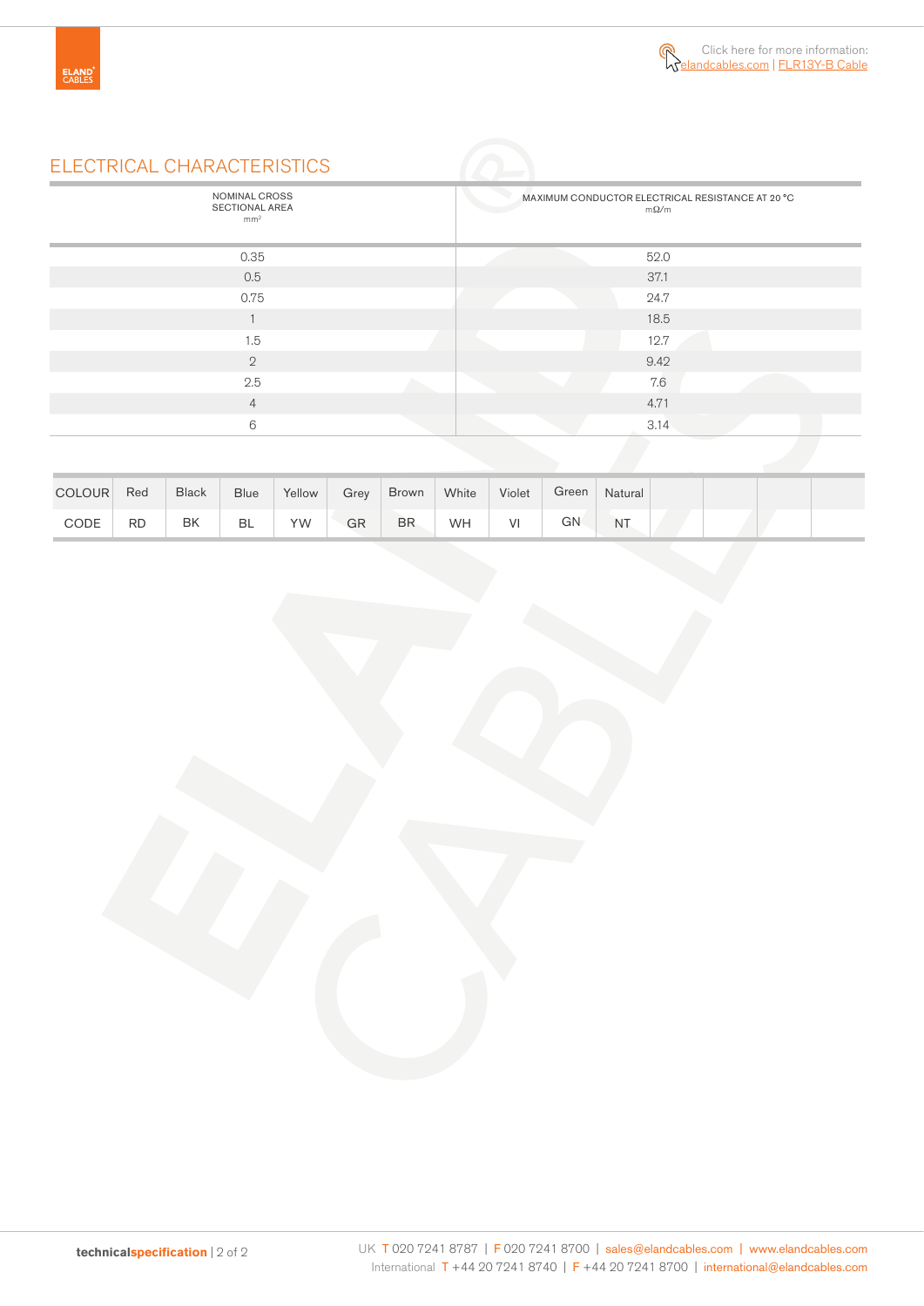Click here for more information: elandcables.com | FLR13Y-B Cable

## ELECTRICAL CHARACTERISTICS

| NOMINAL CROSS SECTIONAL AREA mm² | MAXIMUM CONDUCTOR ELECTRICAL RESISTANCE AT 20 °C mΩ/m |
|---|---|
| 0.35 | 52.0 |
| 0.5 | 37.1 |
| 0.75 | 24.7 |
| 1 | 18.5 |
| 1.5 | 12.7 |
| 2 | 9.42 |
| 2.5 | 7.6 |
| 4 | 4.71 |
| 6 | 3.14 |

| COLOUR | Red | Black | Blue | Yellow | Grey | Brown | White | Violet | Green | Natural | | | | |
|---|---|---|---|---|---|---|---|---|---|---|---|---|---|---|
| CODE | RD | BK | BL | YW | GR | BR | WH | VI | GN | NT | | | | |

UK T 020 7241 8787 | F 020 7241 8700 | sales@elandcables.com | www.elandcables.com
International T +44 20 7241 8740 | F +44 20 7241 8700 | international@elandcables.com